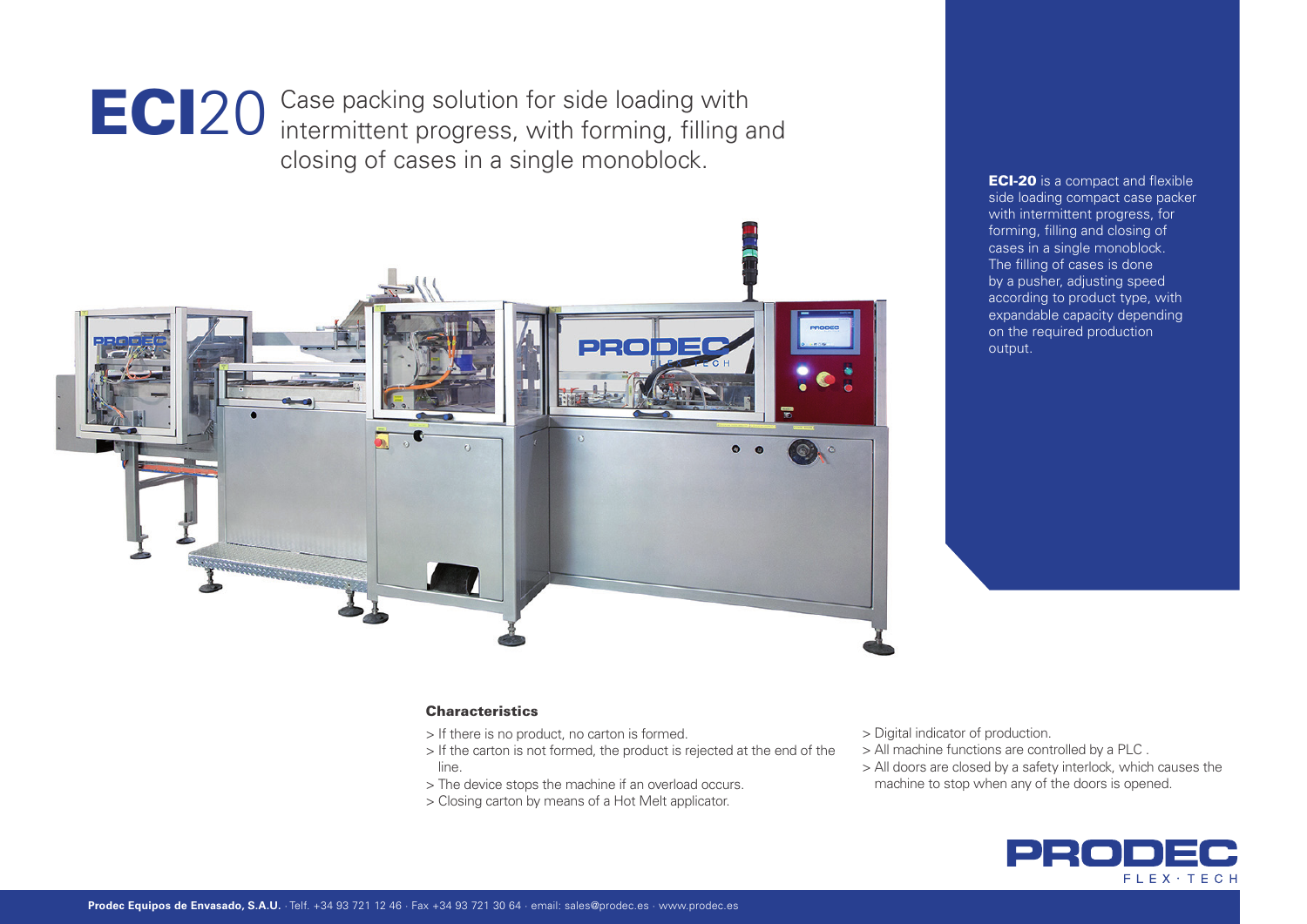# **ECI**20 Case packing solution for side loading with intermittent progress, with forming, filling and closing of cases in a single monoblock.

**ECI-20** is a compact and flexible side loading compact case packer with intermittent progress, for forming, filling and closing of cases in a single monoblock. The filling of cases is done by a pusher, adjusting speed according to product type, with expandable capacity depending on the required production output.

### Characteristics

> If there is no product, no carton is formed.
> If the carton is not formed, the product is rejected at the end of the line.
> The device stops the machine if an overload occurs.
> Closing carton by means of a Hot Melt applicator.
> Digital indicator of production.
> All machine functions are controlled by a PLC .
> All doors are closed by a safety interlock, which causes the machine to stop when any of the doors is opened.

PRODEC FLEX · TECH

**Prodec Equipos de Envasado, S.A.U.** · Telf. +34 93 721 12 46 · Fax +34 93 721 30 64 · email: sales@prodec.es · www.prodec.es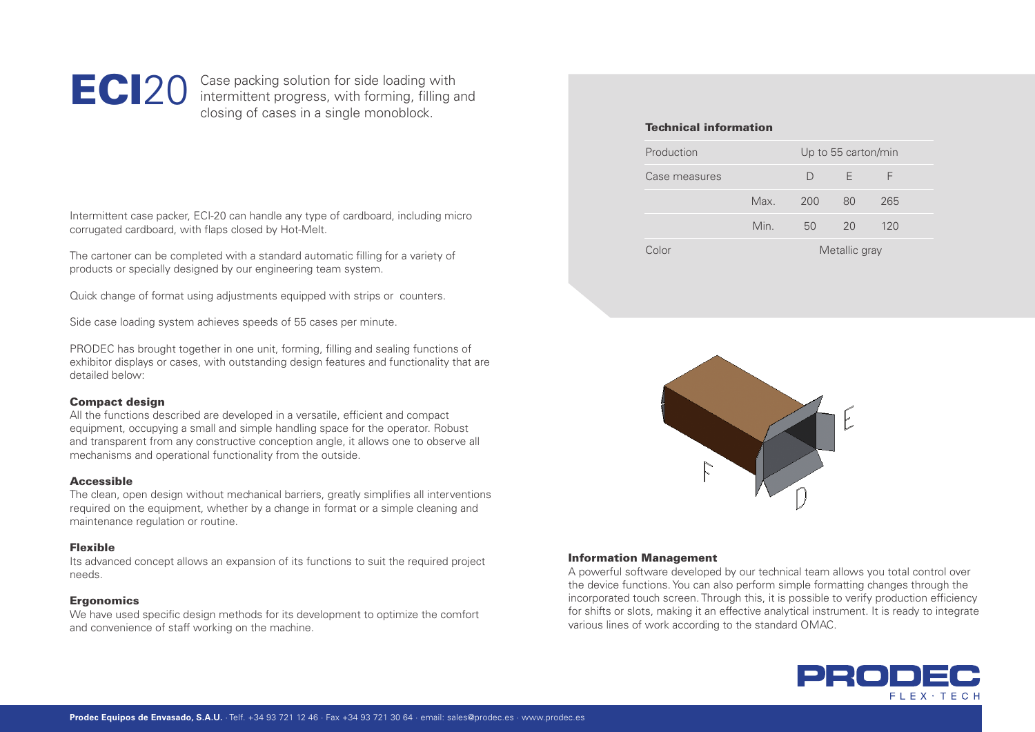# ECI20

Case packing solution for side loading with intermittent progress, with forming, filling and closing of cases in a single monoblock.

Intermittent case packer, ECI-20 can handle any type of cardboard, including micro corrugated cardboard, with flaps closed by Hot-Melt.

The cartoner can be completed with a standard automatic filling for a variety of products or specially designed by our engineering team system.

Quick change of format using adjustments equipped with strips or counters.

Side case loading system achieves speeds of 55 cases per minute.

PRODEC has brought together in one unit, forming, filling and sealing functions of exhibitor displays or cases, with outstanding design features and functionality that are detailed below:

**Compact design**
All the functions described are developed in a versatile, efficient and compact equipment, occupying a small and simple handling space for the operator. Robust and transparent from any constructive conception angle, it allows one to observe all mechanisms and operational functionality from the outside.

**Accessible**
The clean, open design without mechanical barriers, greatly simplifies all interventions required on the equipment, whether by a change in format or a simple cleaning and maintenance regulation or routine.

**Flexible**
Its advanced concept allows an expansion of its functions to suit the required project needs.

**Ergonomics**
We have used specific design methods for its development to optimize the comfort and convenience of staff working on the machine.

**Technical information**

| | | | | |
|---|---|---|---|---|
| Production | | Up to 55 carton/min | | |
| Case measures | | D | E | F |
| | Max. | 200 | 80 | 265 |
| | Min. | 50 | 20 | 120 |
| Color | | Metallic gray | | |

E

F

D

**Information Management**
A powerful software developed by our technical team allows you total control over the device functions. You can also perform simple formatting changes through the incorporated touch screen. Through this, it is possible to verify production efficiency for shifts or slots, making it an effective analytical instrument. It is ready to integrate various lines of work according to the standard OMAC.

PRODEC FLEX · TECH

**Prodec Equipos de Envasado, S.A.U.** · Telf. +34 93 721 12 46 · Fax +34 93 721 30 64 · email: sales@prodec.es · www.prodec.es